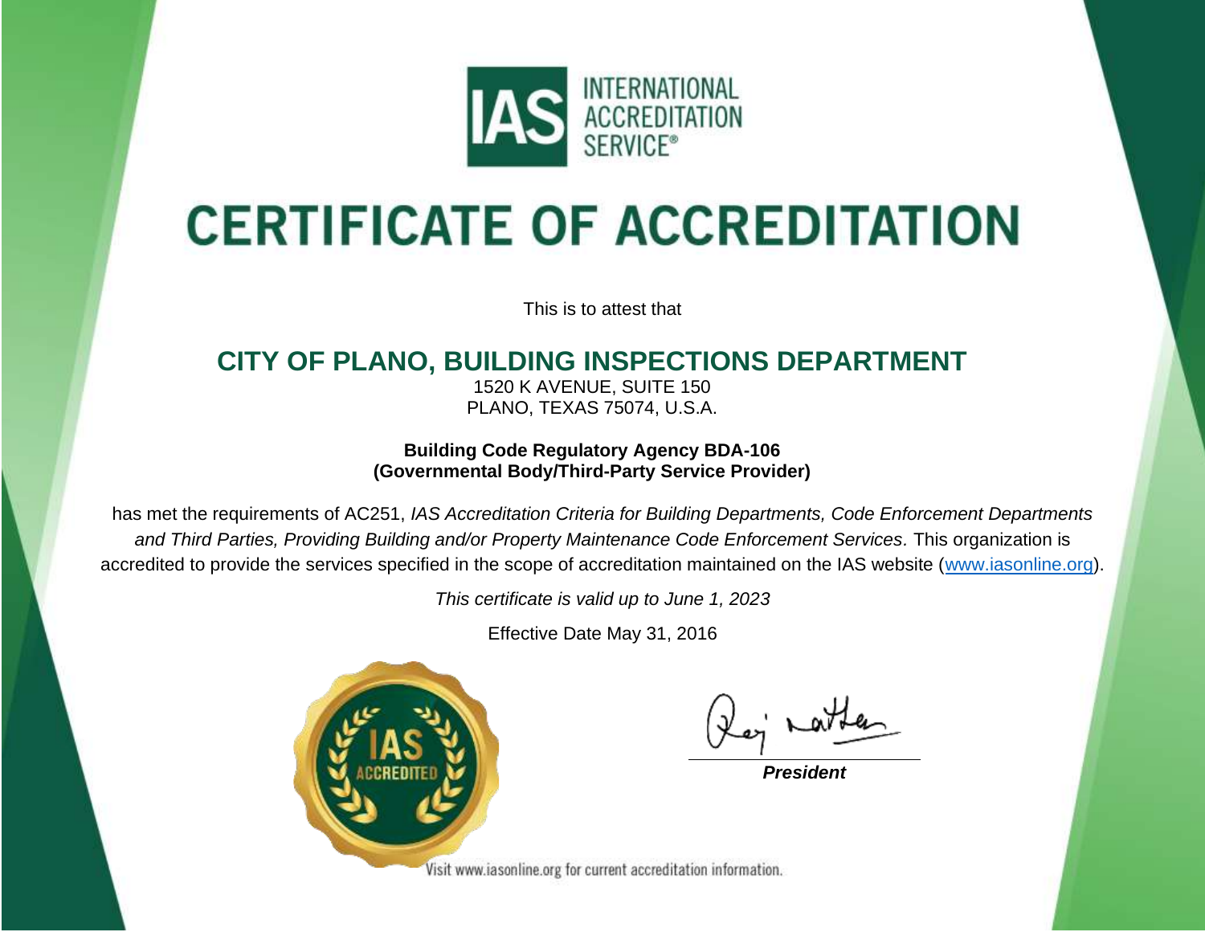INTERNATIONAL ACCREDITATION SERVICE®

# CERTIFICATE OF ACCREDITATION

This is to attest that

## CITY OF PLANO, BUILDING INSPECTIONS DEPARTMENT

1520 K AVENUE, SUITE 150
PLANO, TEXAS 75074, U.S.A.

**Building Code Regulatory Agency BDA-106**
**(Governmental Body/Third-Party Service Provider)**

has met the requirements of AC251, *IAS Accreditation Criteria for Building Departments, Code Enforcement Departments and Third Parties, Providing Building and/or Property Maintenance Code Enforcement Services.* This organization is accredited to provide the services specified in the scope of accreditation maintained on the IAS website (www.iasonline.org).

*This certificate is valid up to June 1, 2023*

Effective Date May 31, 2016

***President***

Visit www.iasonline.org for current accreditation information.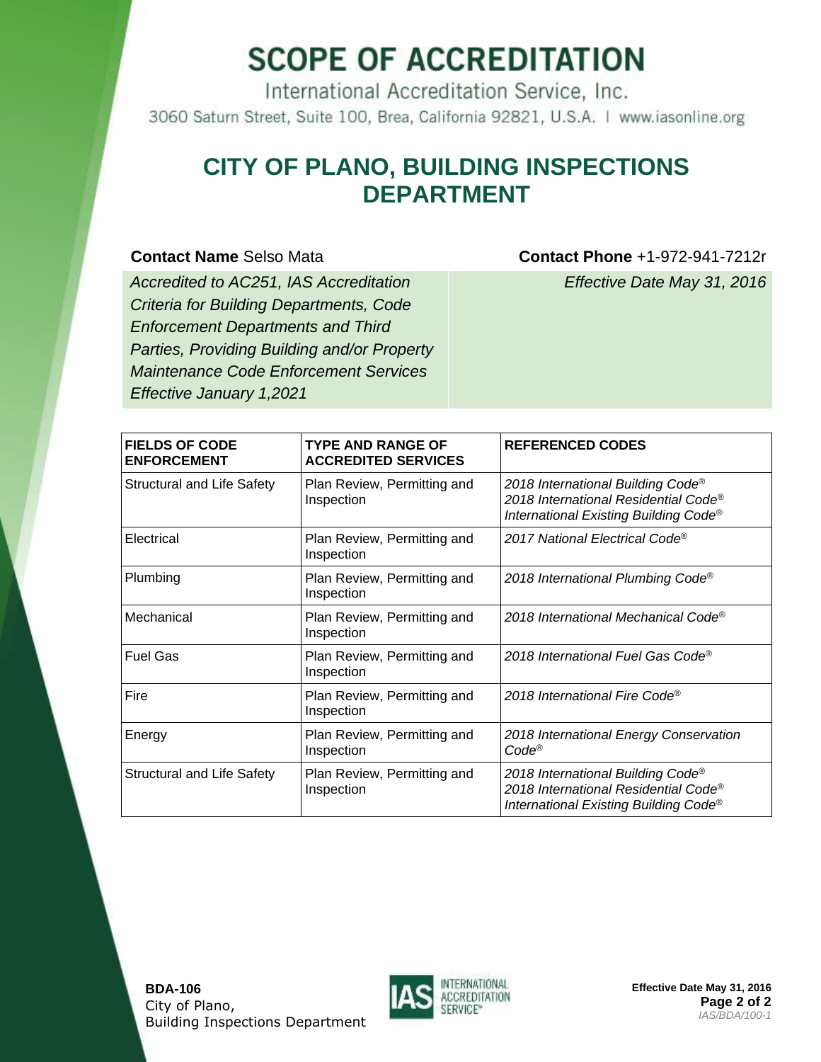# SCOPE OF ACCREDITATION

International Accreditation Service, Inc.

3060 Saturn Street, Suite 100, Brea, California 92821, U.S.A. | www.iasonline.org

## CITY OF PLANO, BUILDING INSPECTIONS DEPARTMENT

**Contact Name** Selso Mata

**Contact Phone** +1-972-941-7212r

*Accredited to AC251, IAS Accreditation Criteria for Building Departments, Code Enforcement Departments and Third Parties, Providing Building and/or Property Maintenance Code Enforcement Services Effective January 1,2021*

*Effective Date May 31, 2016*

| FIELDS OF CODE ENFORCEMENT | TYPE AND RANGE OF ACCREDITED SERVICES | REFERENCED CODES |
|---|---|---|
| Structural and Life Safety | Plan Review, Permitting and Inspection | *2018 International Building Code®*<br>*2018 International Residential Code®*<br>*International Existing Building Code®* |
| Electrical | Plan Review, Permitting and Inspection | *2017 National Electrical Code®* |
| Plumbing | Plan Review, Permitting and Inspection | *2018 International Plumbing Code®* |
| Mechanical | Plan Review, Permitting and Inspection | *2018 International Mechanical Code®* |
| Fuel Gas | Plan Review, Permitting and Inspection | *2018 International Fuel Gas Code®* |
| Fire | Plan Review, Permitting and Inspection | *2018 International Fire Code®* |
| Energy | Plan Review, Permitting and Inspection | *2018 International Energy Conservation Code®* |
| Structural and Life Safety | Plan Review, Permitting and Inspection | *2018 International Building Code®*<br>*2018 International Residential Code®*<br>*International Existing Building Code®* |

**BDA-106**
City of Plano,
Building Inspections Department

**Effective Date May 31, 2016**

*IAS/BDA/100-1*